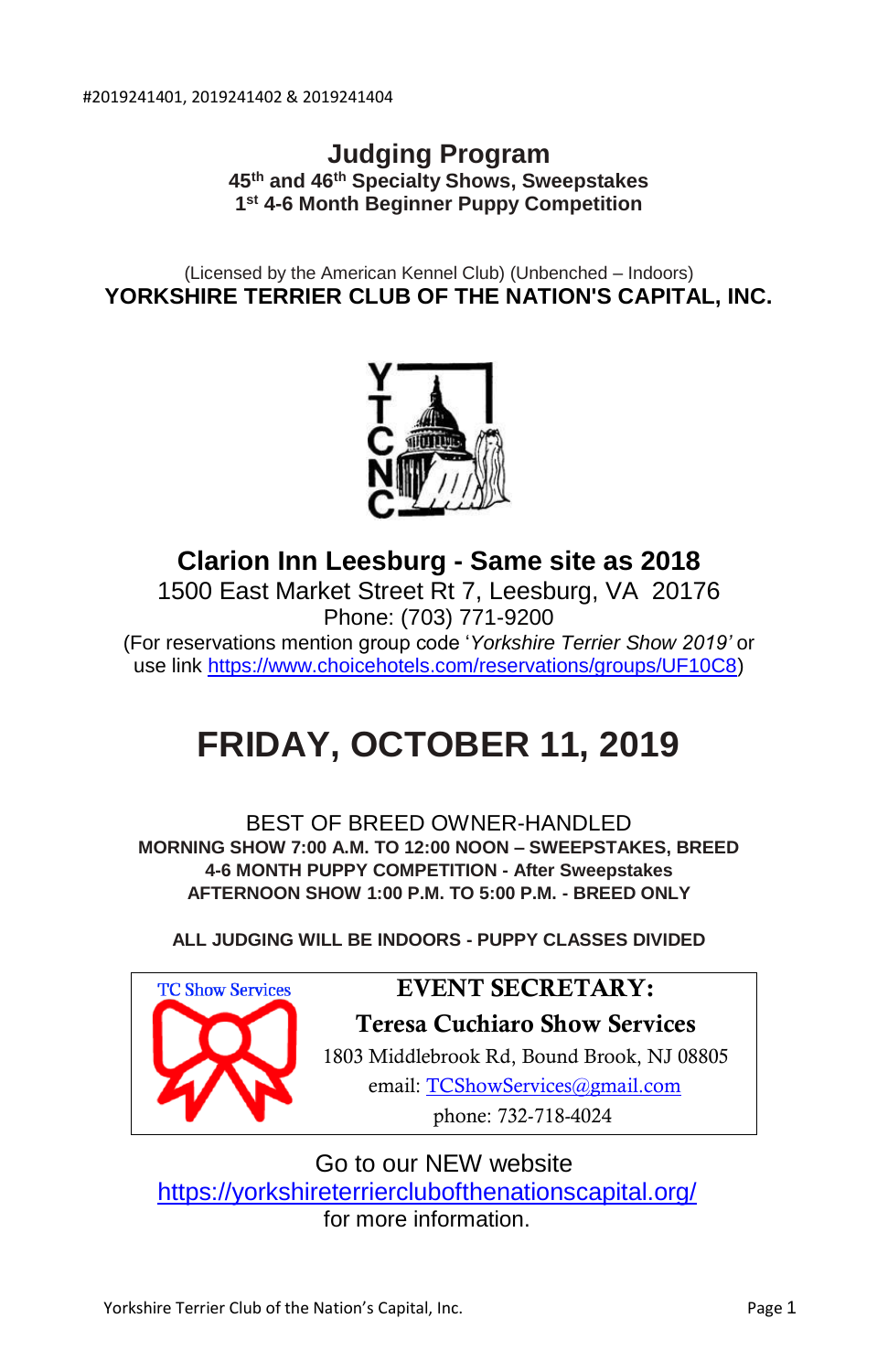#2019241401, 2019241402 & 2019241404

# Judging Program

**45th and 46th Specialty Shows, Sweepstakes**
**1st 4-6 Month Beginner Puppy Competition**

(Licensed by the American Kennel Club) (Unbenched – Indoors)

## YORKSHIRE TERRIER CLUB OF THE NATION'S CAPITAL, INC.

YTCNC

## Clarion Inn Leesburg - Same site as 2018

1500 East Market Street Rt 7, Leesburg, VA 20176
Phone: (703) 771-9200
(For reservations mention group code '*Yorkshire Terrier Show 2019'* or use link https://www.choicehotels.com/reservations/groups/UF10C8)

# FRIDAY, OCTOBER 11, 2019

BEST OF BREED OWNER-HANDLED
**MORNING SHOW 7:00 A.M. TO 12:00 NOON – SWEEPSTAKES, BREED**
**4-6 MONTH PUPPY COMPETITION - After Sweepstakes**
**AFTERNOON SHOW 1:00 P.M. TO 5:00 P.M. - BREED ONLY**

**ALL JUDGING WILL BE INDOORS - PUPPY CLASSES DIVIDED**

TC Show Services

**EVENT SECRETARY:**
**Teresa Cuchiaro Show Services**
1803 Middlebrook Rd, Bound Brook, NJ 08805
email: TCShowServices@gmail.com
phone: 732-718-4024

Go to our NEW website
https://yorkshireterrierclubofthenationscapital.org/
for more information.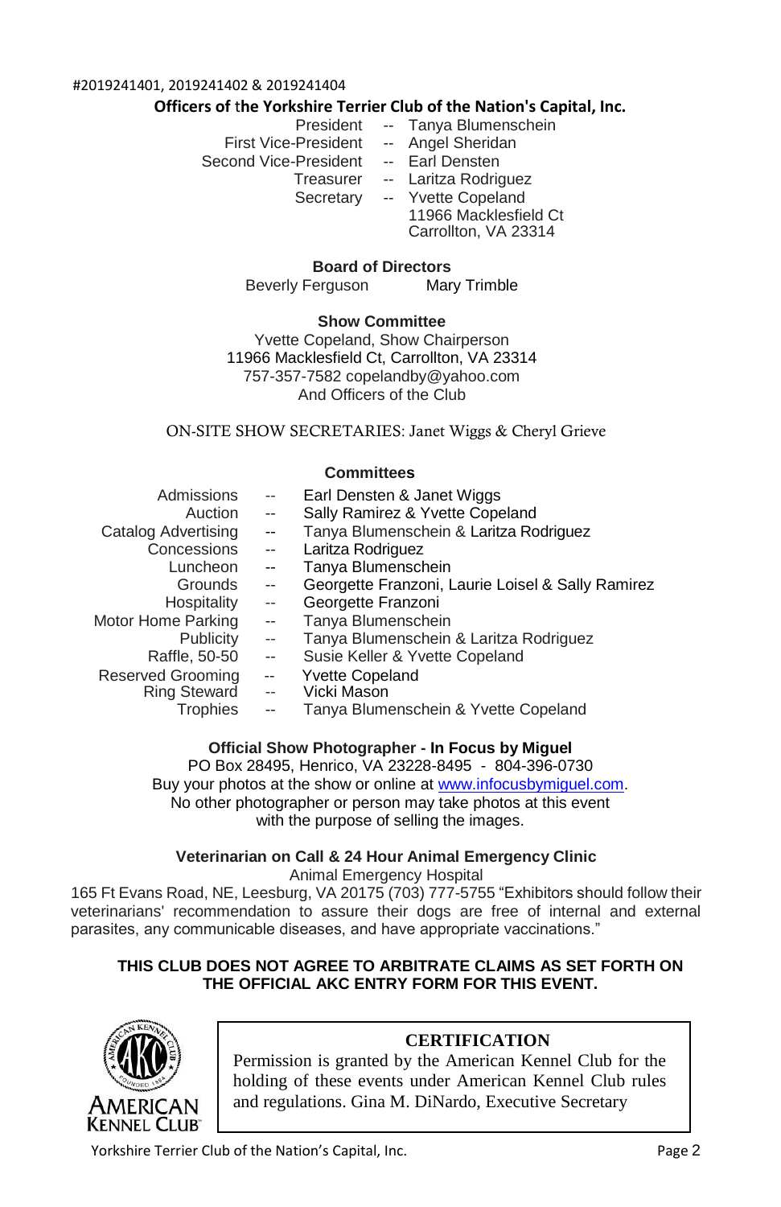#2019241401, 2019241402 & 2019241404

## Officers of the Yorkshire Terrier Club of the Nation's Capital, Inc.

| | | |
|---|---|---|
| President | -- | Tanya Blumenschein |
| First Vice-President | -- | Angel Sheridan |
| Second Vice-President | -- | Earl Densten |
| Treasurer | -- | Laritza Rodriguez |
| Secretary | -- | Yvette Copeland<br>11966 Macklesfield Ct<br>Carrollton, VA 23314 |

### Board of Directors

Beverly Ferguson Mary Trimble

### Show Committee

Yvette Copeland, Show Chairperson
11966 Macklesfield Ct, Carrollton, VA 23314
757-357-7582 copelandby@yahoo.com
And Officers of the Club

ON-SITE SHOW SECRETARIES: Janet Wiggs & Cheryl Grieve

### Committees

| | | |
|---|---|---|
| Admissions | -- | Earl Densten & Janet Wiggs |
| Auction | -- | Sally Ramirez & Yvette Copeland |
| Catalog Advertising | -- | Tanya Blumenschein & Laritza Rodriguez |
| Concessions | -- | Laritza Rodriguez |
| Luncheon | -- | Tanya Blumenschein |
| Grounds | -- | Georgette Franzoni, Laurie Loisel & Sally Ramirez |
| Hospitality | -- | Georgette Franzoni |
| Motor Home Parking | -- | Tanya Blumenschein |
| Publicity | -- | Tanya Blumenschein & Laritza Rodriguez |
| Raffle, 50-50 | -- | Susie Keller & Yvette Copeland |
| Reserved Grooming | -- | Yvette Copeland |
| Ring Steward | -- | Vicki Mason |
| Trophies | -- | Tanya Blumenschein & Yvette Copeland |

**Official Show Photographer - In Focus by Miguel**
PO Box 28495, Henrico, VA 23228-8495 - 804-396-0730
Buy your photos at the show or online at www.infocusbymiguel.com.
No other photographer or person may take photos at this event with the purpose of selling the images.

**Veterinarian on Call & 24 Hour Animal Emergency Clinic**
Animal Emergency Hospital
165 Ft Evans Road, NE, Leesburg, VA 20175 (703) 777-5755 "Exhibitors should follow their veterinarians' recommendation to assure their dogs are free of internal and external parasites, any communicable diseases, and have appropriate vaccinations."

**THIS CLUB DOES NOT AGREE TO ARBITRATE CLAIMS AS SET FORTH ON THE OFFICIAL AKC ENTRY FORM FOR THIS EVENT.**

AMERICAN KENNEL CLUB

**CERTIFICATION**

Permission is granted by the American Kennel Club for the holding of these events under American Kennel Club rules and regulations. Gina M. DiNardo, Executive Secretary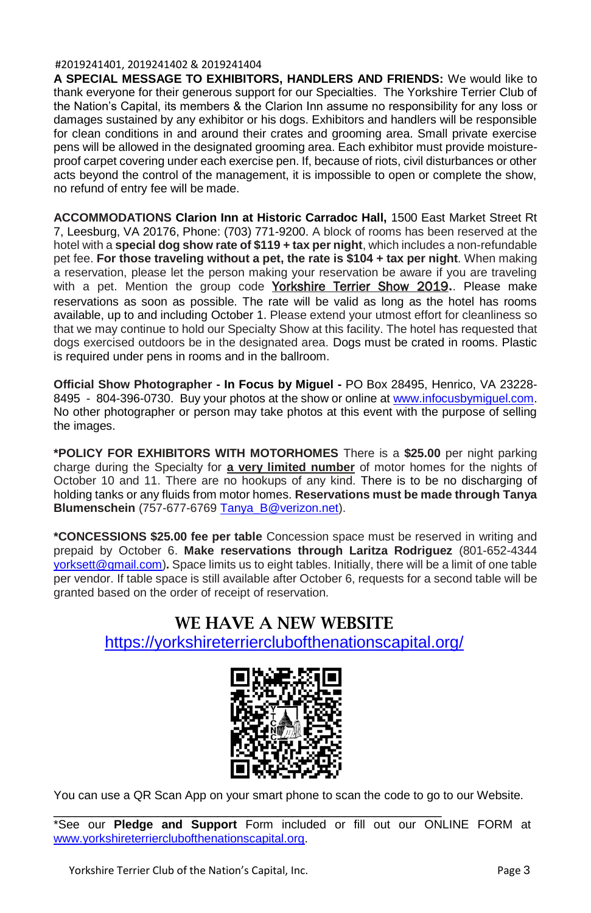#2019241401, 2019241402 & 2019241404

**A SPECIAL MESSAGE TO EXHIBITORS, HANDLERS AND FRIENDS:** We would like to thank everyone for their generous support for our Specialties. The Yorkshire Terrier Club of the Nation's Capital, its members & the Clarion Inn assume no responsibility for any loss or damages sustained by any exhibitor or his dogs. Exhibitors and handlers will be responsible for clean conditions in and around their crates and grooming area. Small private exercise pens will be allowed in the designated grooming area. Each exhibitor must provide moisture-proof carpet covering under each exercise pen. If, because of riots, civil disturbances or other acts beyond the control of the management, it is impossible to open or complete the show, no refund of entry fee will be made.

**ACCOMMODATIONS Clarion Inn at Historic Carradoc Hall,** 1500 East Market Street Rt 7, Leesburg, VA 20176, Phone: (703) 771-9200. A block of rooms has been reserved at the hotel with a **special dog show rate of $119 + tax per night**, which includes a non-refundable pet fee. **For those traveling without a pet, the rate is $104 + tax per night**. When making a reservation, please let the person making your reservation be aware if you are traveling with a pet. Mention the group code <u>Yorkshire Terrier Show 2019</u>.. Please make reservations as soon as possible. The rate will be valid as long as the hotel has rooms available, up to and including October 1. Please extend your utmost effort for cleanliness so that we may continue to hold our Specialty Show at this facility. The hotel has requested that dogs exercised outdoors be in the designated area. Dogs must be crated in rooms. Plastic is required under pens in rooms and in the ballroom.

**Official Show Photographer - In Focus by Miguel -** PO Box 28495, Henrico, VA 23228-8495 - 804-396-0730. Buy your photos at the show or online at www.infocusbymiguel.com. No other photographer or person may take photos at this event with the purpose of selling the images.

***POLICY FOR EXHIBITORS WITH MOTORHOMES** There is a **$25.00** per night parking charge during the Specialty for **<u>a very limited number</u>** of motor homes for the nights of October 10 and 11. There are no hookups of any kind. There is to be no discharging of holding tanks or any fluids from motor homes. **Reservations must be made through Tanya Blumenschein** (757-677-6769 Tanya_B@verizon.net).

***CONCESSIONS $25.00 fee per table** Concession space must be reserved in writing and prepaid by October 6. **Make reservations through Laritza Rodriguez** (801-652-4344 yorksett@gmail.com)**.** Space limits us to eight tables. Initially, there will be a limit of one table per vendor. If table space is still available after October 6, requests for a second table will be granted based on the order of receipt of reservation.

## WE HAVE A NEW WEBSITE

https://yorkshireterrierclubofthenationscapital.org/

You can use a QR Scan App on your smart phone to scan the code to go to our Website.

---

*See our **Pledge and Support** Form included or fill out our ONLINE FORM at www.yorkshireterrierclubofthenationscapital.org.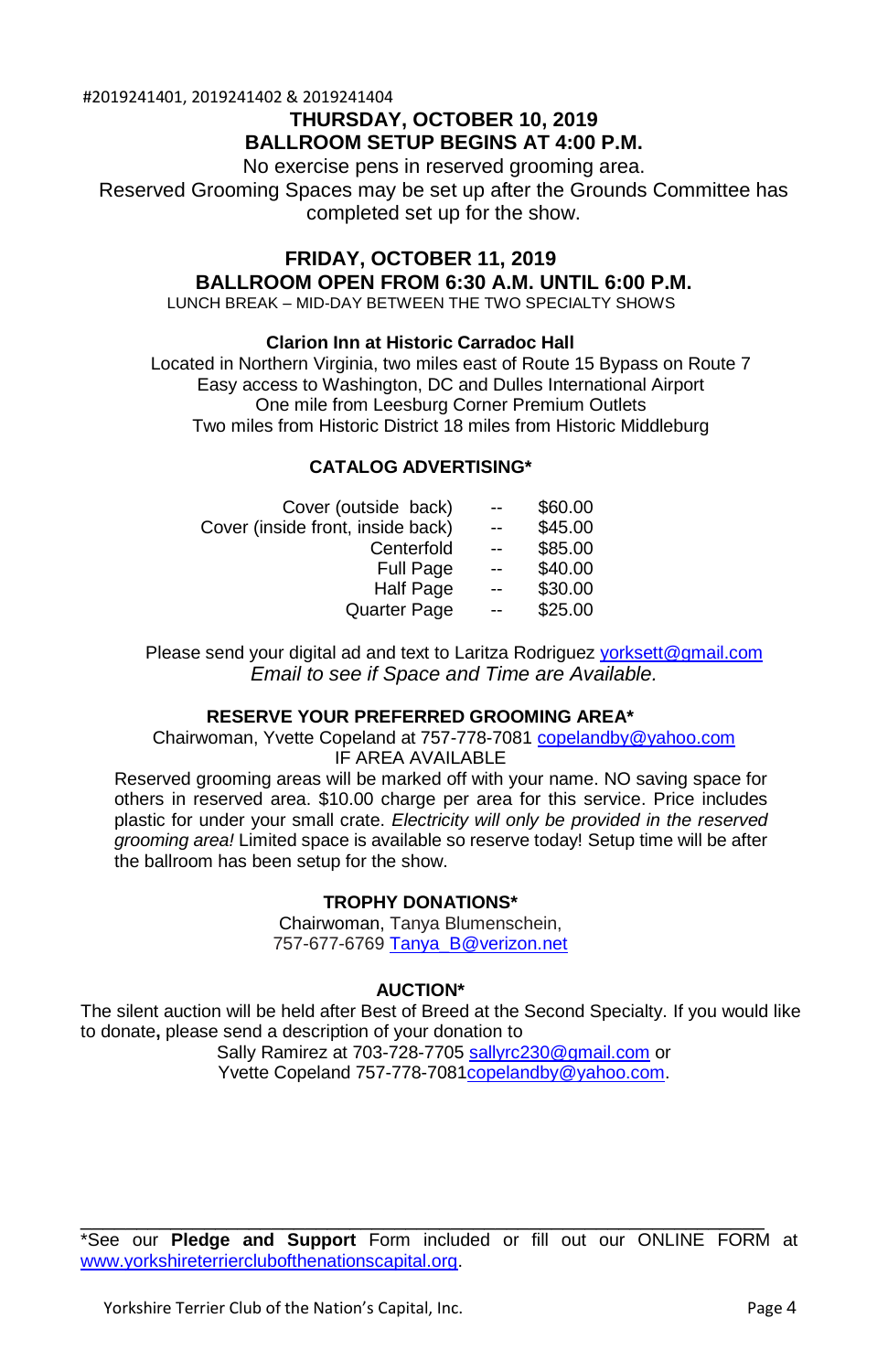#2019241401, 2019241402 & 2019241404

**THURSDAY, OCTOBER 10, 2019**

**BALLROOM SETUP BEGINS AT 4:00 P.M.**

No exercise pens in reserved grooming area.

Reserved Grooming Spaces may be set up after the Grounds Committee has completed set up for the show.

**FRIDAY, OCTOBER 11, 2019**

**BALLROOM OPEN FROM 6:30 A.M. UNTIL 6:00 P.M.**

LUNCH BREAK – MID-DAY BETWEEN THE TWO SPECIALTY SHOWS

**Clarion Inn at Historic Carradoc Hall**

Located in Northern Virginia, two miles east of Route 15 Bypass on Route 7
Easy access to Washington, DC and Dulles International Airport
One mile from Leesburg Corner Premium Outlets
Two miles from Historic District 18 miles from Historic Middleburg

**CATALOG ADVERTISING***

| | | |
|---|---|---|
| Cover (outside back) | -- | $60.00 |
| Cover (inside front, inside back) | -- | $45.00 |
| Centerfold | -- | $85.00 |
| Full Page | -- | $40.00 |
| Half Page | -- | $30.00 |
| Quarter Page | -- | $25.00 |

Please send your digital ad and text to Laritza Rodriguez yorksett@gmail.com
*Email to see if Space and Time are Available.*

**RESERVE YOUR PREFERRED GROOMING AREA***

Chairwoman, Yvette Copeland at 757-778-7081 copelandby@yahoo.com
IF AREA AVAILABLE

Reserved grooming areas will be marked off with your name. NO saving space for others in reserved area. $10.00 charge per area for this service. Price includes plastic for under your small crate. *Electricity will only be provided in the reserved grooming area!* Limited space is available so reserve today! Setup time will be after the ballroom has been setup for the show.

**TROPHY DONATIONS***

Chairwoman, Tanya Blumenschein,
757-677-6769 Tanya_B@verizon.net

**AUCTION***

The silent auction will be held after Best of Breed at the Second Specialty. If you would like to donate**,** please send a description of your donation to
Sally Ramirez at 703-728-7705 sallyrc230@gmail.com or
Yvette Copeland 757-778-7081copelandby@yahoo.com.

---

*See our **Pledge and Support** Form included or fill out our ONLINE FORM at www.yorkshireterrierclubofthenationscapital.org.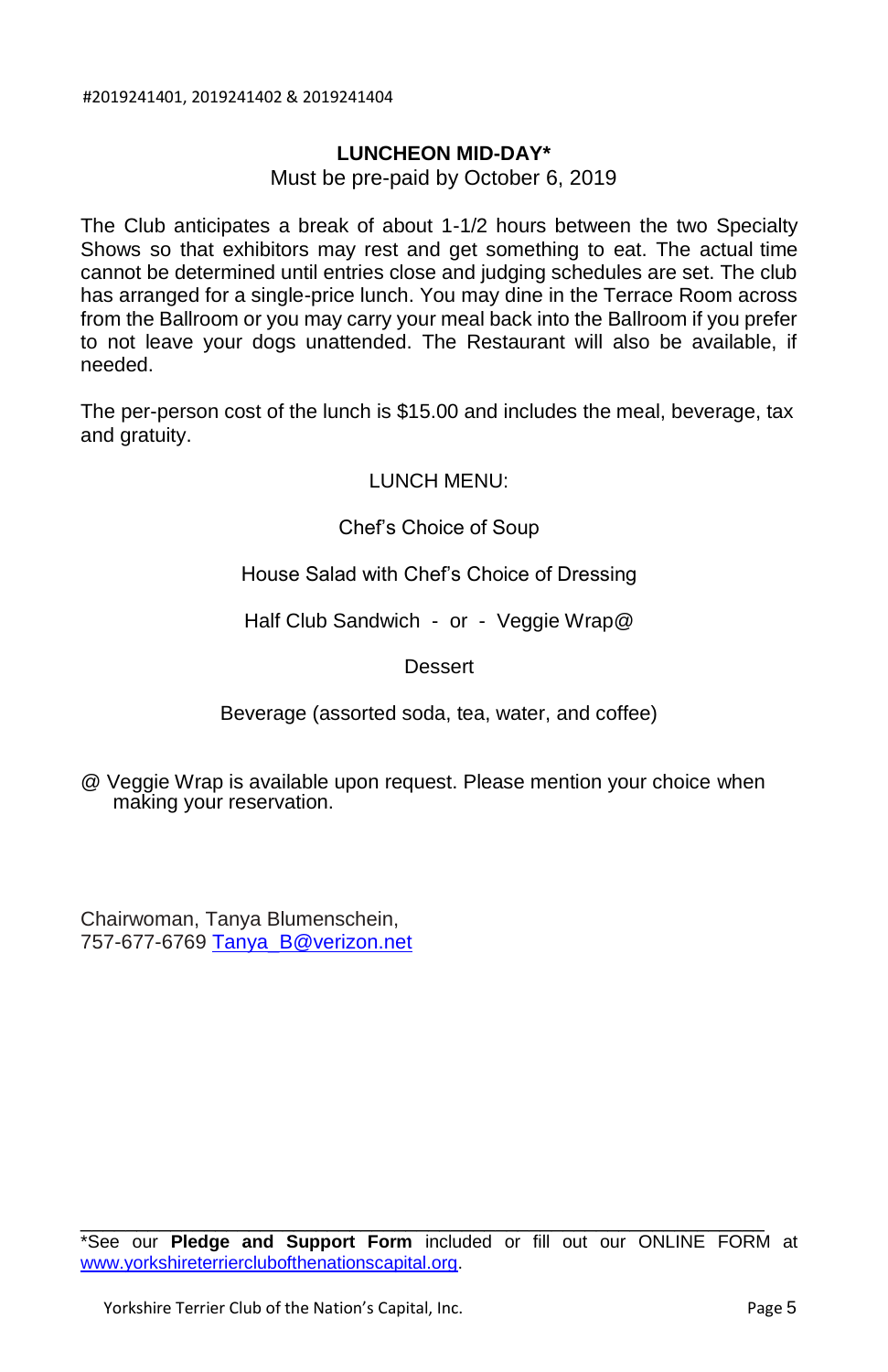#2019241401, 2019241402 & 2019241404

## LUNCHEON MID-DAY*

Must be pre-paid by October 6, 2019

The Club anticipates a break of about 1-1/2 hours between the two Specialty Shows so that exhibitors may rest and get something to eat. The actual time cannot be determined until entries close and judging schedules are set. The club has arranged for a single-price lunch. You may dine in the Terrace Room across from the Ballroom or you may carry your meal back into the Ballroom if you prefer to not leave your dogs unattended. The Restaurant will also be available, if needed.

The per-person cost of the lunch is $15.00 and includes the meal, beverage, tax and gratuity.

LUNCH MENU:

Chef's Choice of Soup

House Salad with Chef's Choice of Dressing

Half Club Sandwich - or - Veggie Wrap@

Dessert

Beverage (assorted soda, tea, water, and coffee)

@ Veggie Wrap is available upon request. Please mention your choice when making your reservation.

Chairwoman, Tanya Blumenschein,
757-677-6769 Tanya_B@verizon.net

---

*See our **Pledge and Support Form** included or fill out our ONLINE FORM at www.yorkshireterrierclubofthenationscapital.org.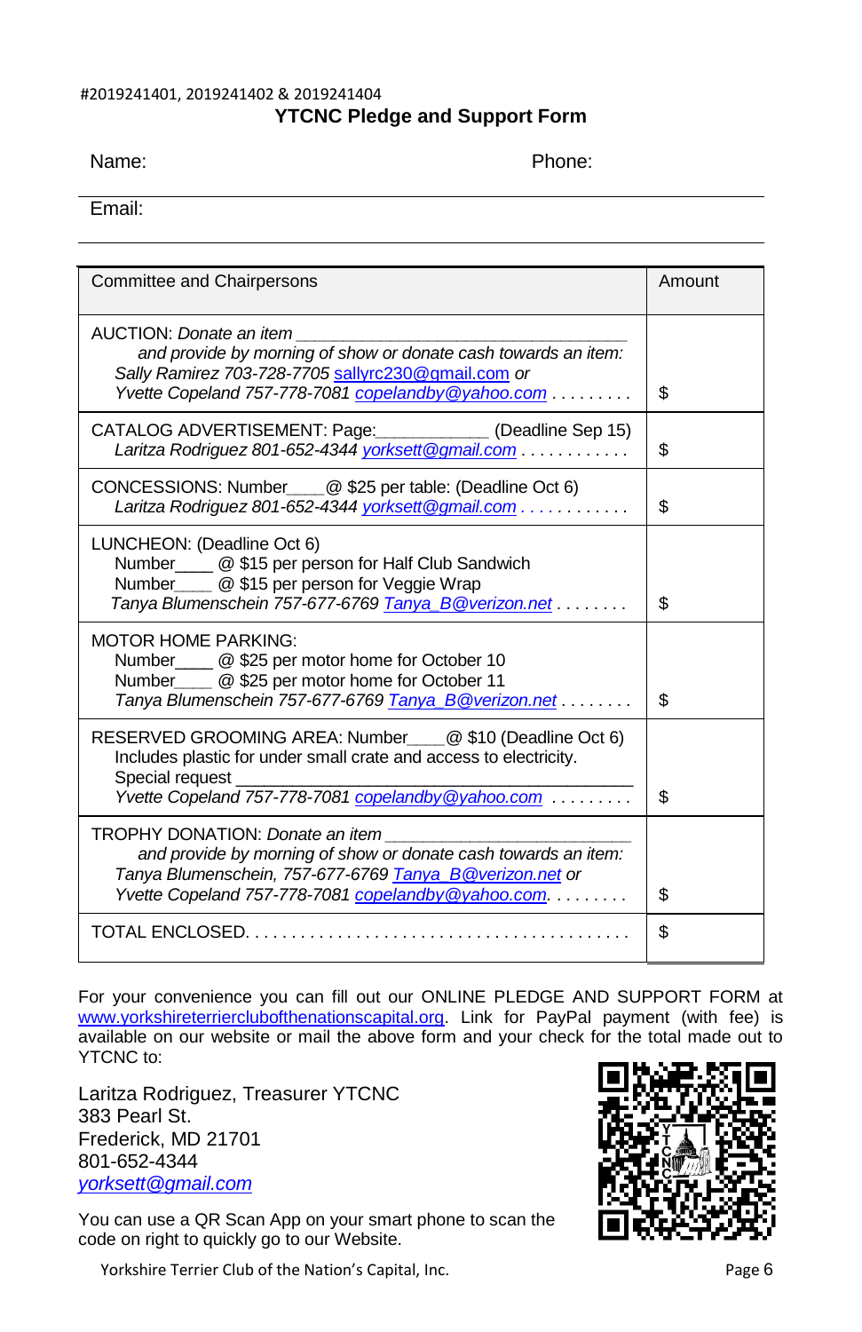#2019241401, 2019241402 & 2019241404

## YTCNC Pledge and Support Form

Name: Phone:

Email:

| Committee and Chairpersons | Amount |
|---|---|
| AUCTION: *Donate an item* ________________________________ *and provide by morning of show or donate cash towards an item:* *Sally Ramirez 703-728-7705* sallyrc230@gmail.com *or* *Yvette Copeland 757-778-7081* *copelandby@yahoo.com . . . . . . . . .* | $ |
| CATALOG ADVERTISEMENT: Page:___________ (Deadline Sep 15) *Laritza Rodriguez 801-652-4344* *yorksett@gmail.com . . . . . . . . . . . .* | $ |
| CONCESSIONS: Number____@ $25 per table: (Deadline Oct 6) *Laritza Rodriguez 801-652-4344* *yorksett@gmail.com . . . . . . . . . . . .* | $ |
| LUNCHEON: (Deadline Oct 6) Number____ @ $15 per person for Half Club Sandwich Number____ @ $15 per person for Veggie Wrap *Tanya Blumenschein 757-677-6769* *Tanya_B@verizon.net . . . . . . . .* | $ |
| MOTOR HOME PARKING: Number____ @ $25 per motor home for October 10 Number____ @ $25 per motor home for October 11 *Tanya Blumenschein 757-677-6769* *Tanya_B@verizon.net . . . . . . . .* | $ |
| RESERVED GROOMING AREA: Number____@ $10 (Deadline Oct 6) Includes plastic for under small crate and access to electricity. Special request ________________________________ *Yvette Copeland 757-778-7081* *copelandby@yahoo.com . . . . . . . . .* | $ |
| TROPHY DONATION: *Donate an item* ________________________ *and provide by morning of show or donate cash towards an item:* *Tanya Blumenschein, 757-677-6769* *Tanya_B@verizon.net* *or* *Yvette Copeland 757-778-7081* *copelandby@yahoo.com. . . . . . . . .* | $ |
| TOTAL ENCLOSED. . . . . . . . . . . . . . . . . . . . . . . . . . . . . . . . . . . . . . . . . | $ |

For your convenience you can fill out our ONLINE PLEDGE AND SUPPORT FORM at www.yorkshireterrierclubofthenationscapital.org. Link for PayPal payment (with fee) is available on our website or mail the above form and your check for the total made out to YTCNC to:

Laritza Rodriguez, Treasurer YTCNC
383 Pearl St.
Frederick, MD 21701
801-652-4344
*yorksett@gmail.com*

You can use a QR Scan App on your smart phone to scan the code on right to quickly go to our Website.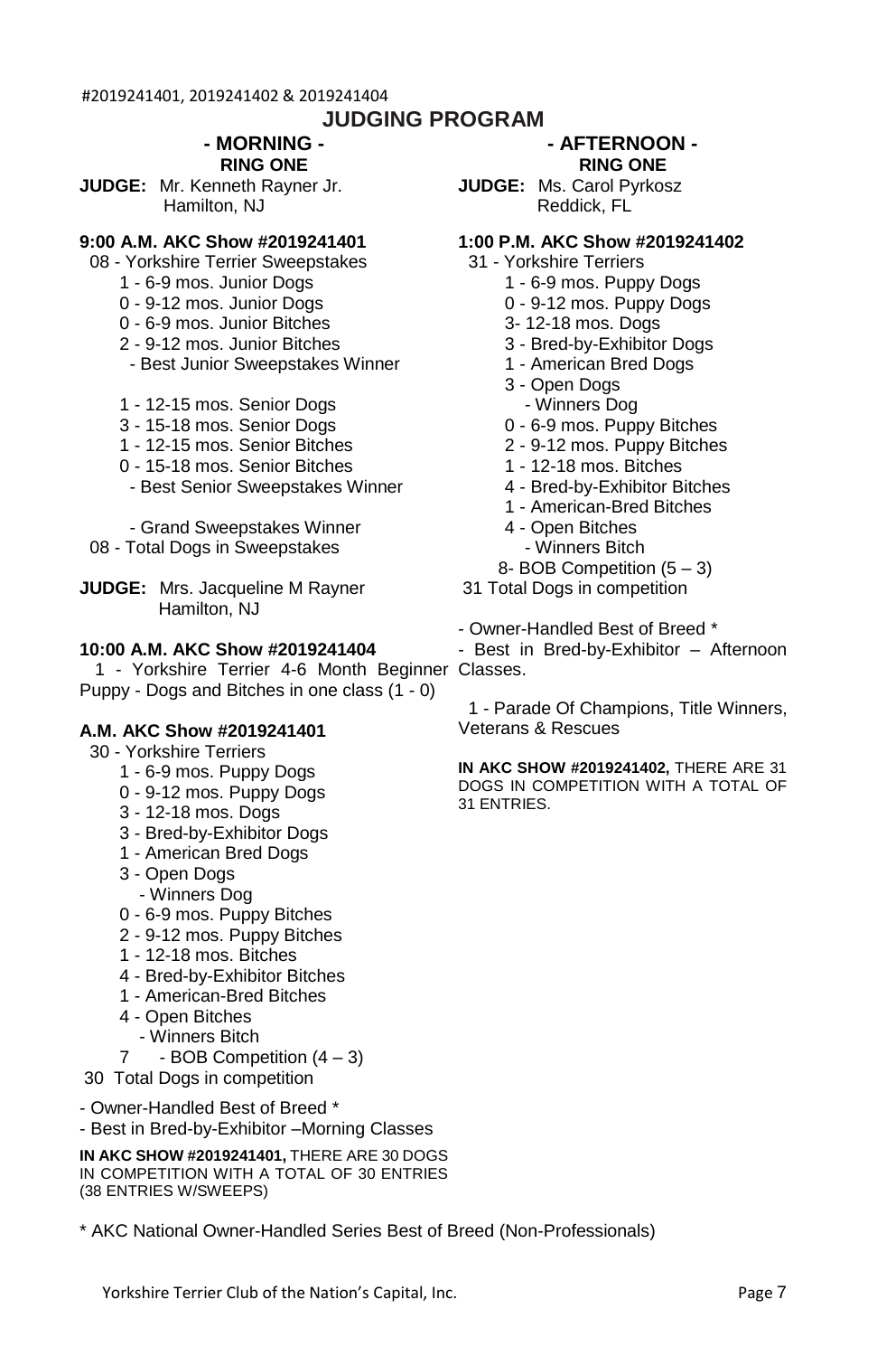#2019241401, 2019241402 & 2019241404

# JUDGING PROGRAM

## - MORNING -

### RING ONE

**JUDGE:** Mr. Kenneth Rayner Jr.
Hamilton, NJ

**9:00 A.M. AKC Show #2019241401**

08 - Yorkshire Terrier Sweepstakes

- 1 - 6-9 mos. Junior Dogs
- 0 - 9-12 mos. Junior Dogs
- 0 - 6-9 mos. Junior Bitches
- 2 - 9-12 mos. Junior Bitches
  - Best Junior Sweepstakes Winner

- 1 - 12-15 mos. Senior Dogs
- 3 - 15-18 mos. Senior Dogs
- 1 - 12-15 mos. Senior Bitches
- 0 - 15-18 mos. Senior Bitches
  - Best Senior Sweepstakes Winner

- Grand Sweepstakes Winner

08 - Total Dogs in Sweepstakes

**JUDGE:** Mrs. Jacqueline M Rayner
Hamilton, NJ

**10:00 A.M. AKC Show #2019241404**

1 - Yorkshire Terrier 4-6 Month Beginner Puppy - Dogs and Bitches in one class (1 - 0)

**A.M. AKC Show #2019241401**

30 - Yorkshire Terriers

- 1 - 6-9 mos. Puppy Dogs
- 0 - 9-12 mos. Puppy Dogs
- 3 - 12-18 mos. Dogs
- 3 - Bred-by-Exhibitor Dogs
- 1 - American Bred Dogs
- 3 - Open Dogs
  - Winners Dog
- 0 - 6-9 mos. Puppy Bitches
- 2 - 9-12 mos. Puppy Bitches
- 1 - 12-18 mos. Bitches
- 4 - Bred-by-Exhibitor Bitches
- 1 - American-Bred Bitches
- 4 - Open Bitches
  - Winners Bitch
- 7 - BOB Competition (4 – 3)

30 Total Dogs in competition

- Owner-Handled Best of Breed *
- Best in Bred-by-Exhibitor –Morning Classes

**IN AKC SHOW #2019241401,** THERE ARE 30 DOGS IN COMPETITION WITH A TOTAL OF 30 ENTRIES (38 ENTRIES W/SWEEPS)

## - AFTERNOON -

### RING ONE

**JUDGE:** Ms. Carol Pyrkosz
Reddick, FL

**1:00 P.M. AKC Show #2019241402**

31 - Yorkshire Terriers

- 1 - 6-9 mos. Puppy Dogs
- 0 - 9-12 mos. Puppy Dogs
- 3- 12-18 mos. Dogs
- 3 - Bred-by-Exhibitor Dogs
- 1 - American Bred Dogs
- 3 - Open Dogs
  - Winners Dog
- 0 - 6-9 mos. Puppy Bitches
- 2 - 9-12 mos. Puppy Bitches
- 1 - 12-18 mos. Bitches
- 4 - Bred-by-Exhibitor Bitches
- 1 - American-Bred Bitches
- 4 - Open Bitches
  - Winners Bitch
- 8- BOB Competition (5 – 3)

31 Total Dogs in competition

- Owner-Handled Best of Breed *
- Best in Bred-by-Exhibitor – Afternoon Classes.

1 - Parade Of Champions, Title Winners, Veterans & Rescues

**IN AKC SHOW #2019241402,** THERE ARE 31 DOGS IN COMPETITION WITH A TOTAL OF 31 ENTRIES.

* AKC National Owner-Handled Series Best of Breed (Non-Professionals)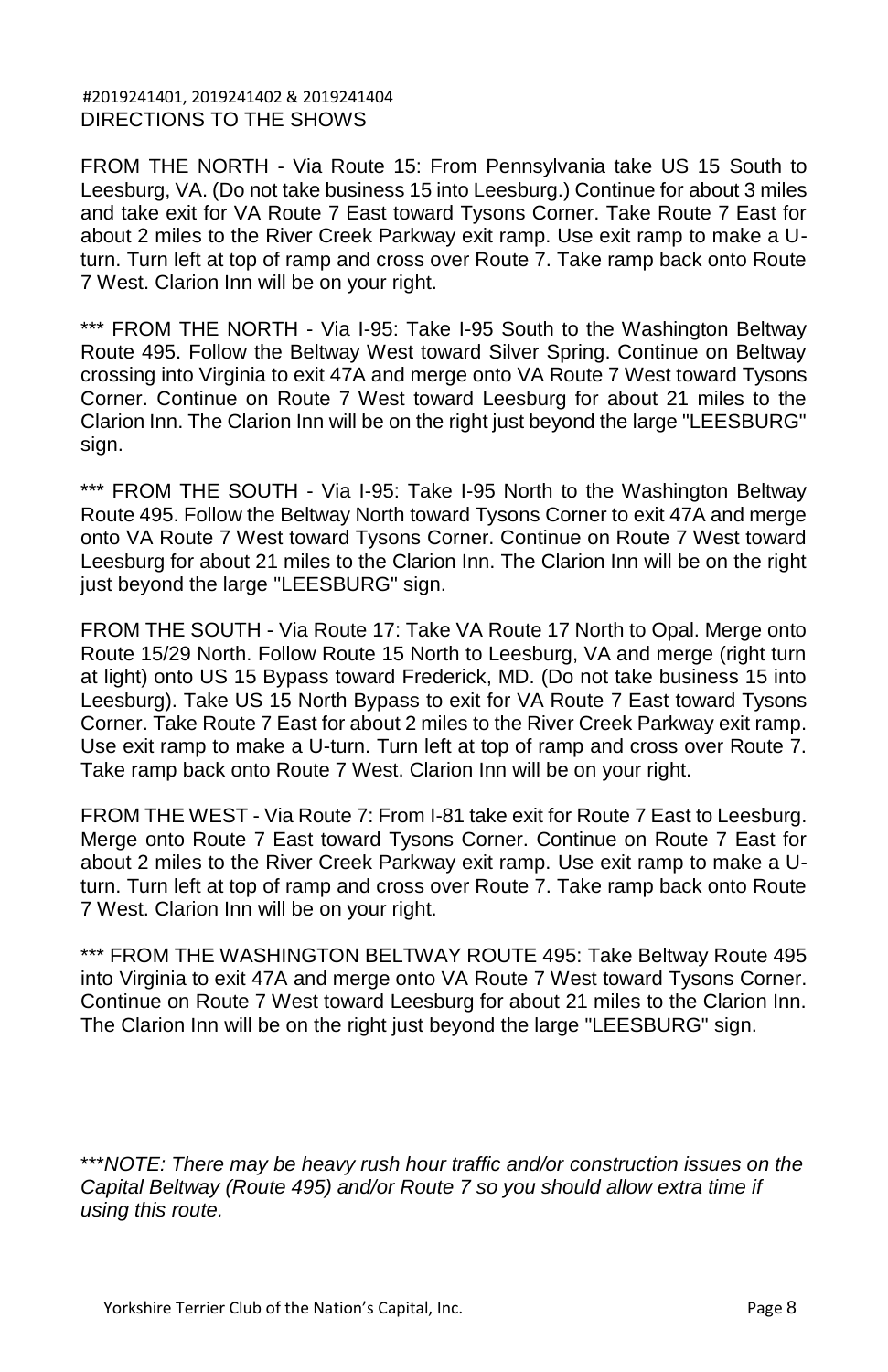#2019241401, 2019241402 & 2019241404

DIRECTIONS TO THE SHOWS

FROM THE NORTH - Via Route 15: From Pennsylvania take US 15 South to Leesburg, VA. (Do not take business 15 into Leesburg.) Continue for about 3 miles and take exit for VA Route 7 East toward Tysons Corner. Take Route 7 East for about 2 miles to the River Creek Parkway exit ramp. Use exit ramp to make a U-turn. Turn left at top of ramp and cross over Route 7. Take ramp back onto Route 7 West. Clarion Inn will be on your right.

*** FROM THE NORTH - Via I-95: Take I-95 South to the Washington Beltway Route 495. Follow the Beltway West toward Silver Spring. Continue on Beltway crossing into Virginia to exit 47A and merge onto VA Route 7 West toward Tysons Corner. Continue on Route 7 West toward Leesburg for about 21 miles to the Clarion Inn. The Clarion Inn will be on the right just beyond the large "LEESBURG" sign.

*** FROM THE SOUTH - Via I-95: Take I-95 North to the Washington Beltway Route 495. Follow the Beltway North toward Tysons Corner to exit 47A and merge onto VA Route 7 West toward Tysons Corner. Continue on Route 7 West toward Leesburg for about 21 miles to the Clarion Inn. The Clarion Inn will be on the right just beyond the large "LEESBURG" sign.

FROM THE SOUTH - Via Route 17: Take VA Route 17 North to Opal. Merge onto Route 15/29 North. Follow Route 15 North to Leesburg, VA and merge (right turn at light) onto US 15 Bypass toward Frederick, MD. (Do not take business 15 into Leesburg). Take US 15 North Bypass to exit for VA Route 7 East toward Tysons Corner. Take Route 7 East for about 2 miles to the River Creek Parkway exit ramp. Use exit ramp to make a U-turn. Turn left at top of ramp and cross over Route 7. Take ramp back onto Route 7 West. Clarion Inn will be on your right.

FROM THE WEST - Via Route 7: From I-81 take exit for Route 7 East to Leesburg. Merge onto Route 7 East toward Tysons Corner. Continue on Route 7 East for about 2 miles to the River Creek Parkway exit ramp. Use exit ramp to make a U-turn. Turn left at top of ramp and cross over Route 7. Take ramp back onto Route 7 West. Clarion Inn will be on your right.

*** FROM THE WASHINGTON BELTWAY ROUTE 495: Take Beltway Route 495 into Virginia to exit 47A and merge onto VA Route 7 West toward Tysons Corner. Continue on Route 7 West toward Leesburg for about 21 miles to the Clarion Inn. The Clarion Inn will be on the right just beyond the large "LEESBURG" sign.

****NOTE: There may be heavy rush hour traffic and/or construction issues on the Capital Beltway (Route 495) and/or Route 7 so you should allow extra time if using this route.*

Yorkshire Terrier Club of the Nation's Capital, Inc.